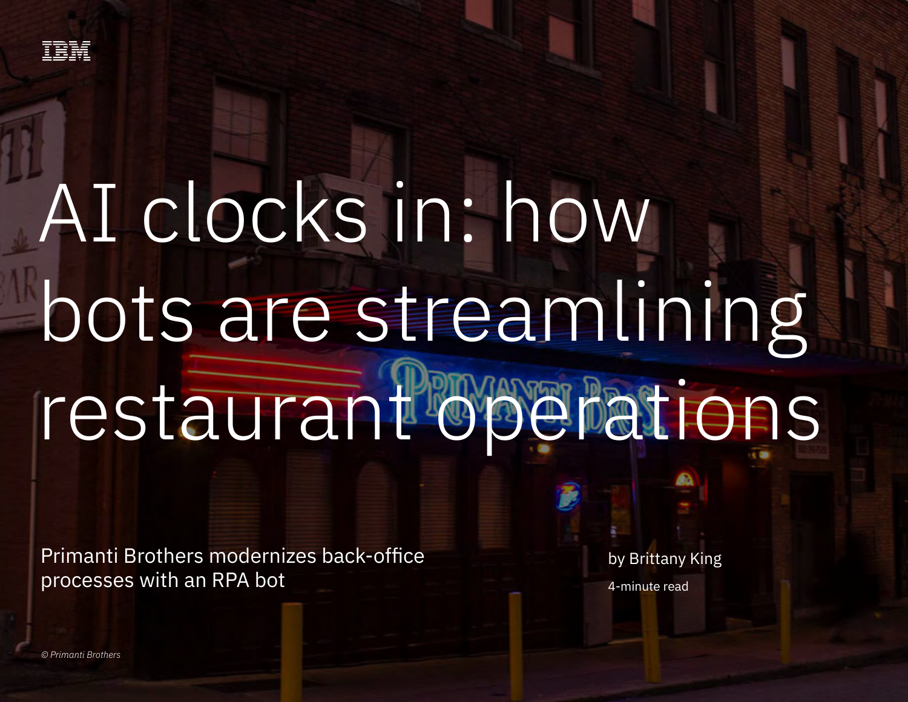# AI clocks in: how bots are streamlining restaurant operations

Primanti Brothers modernizes back-office processes with an RPA bot

by Brittany King

4-minute read

*© Primanti Brothers*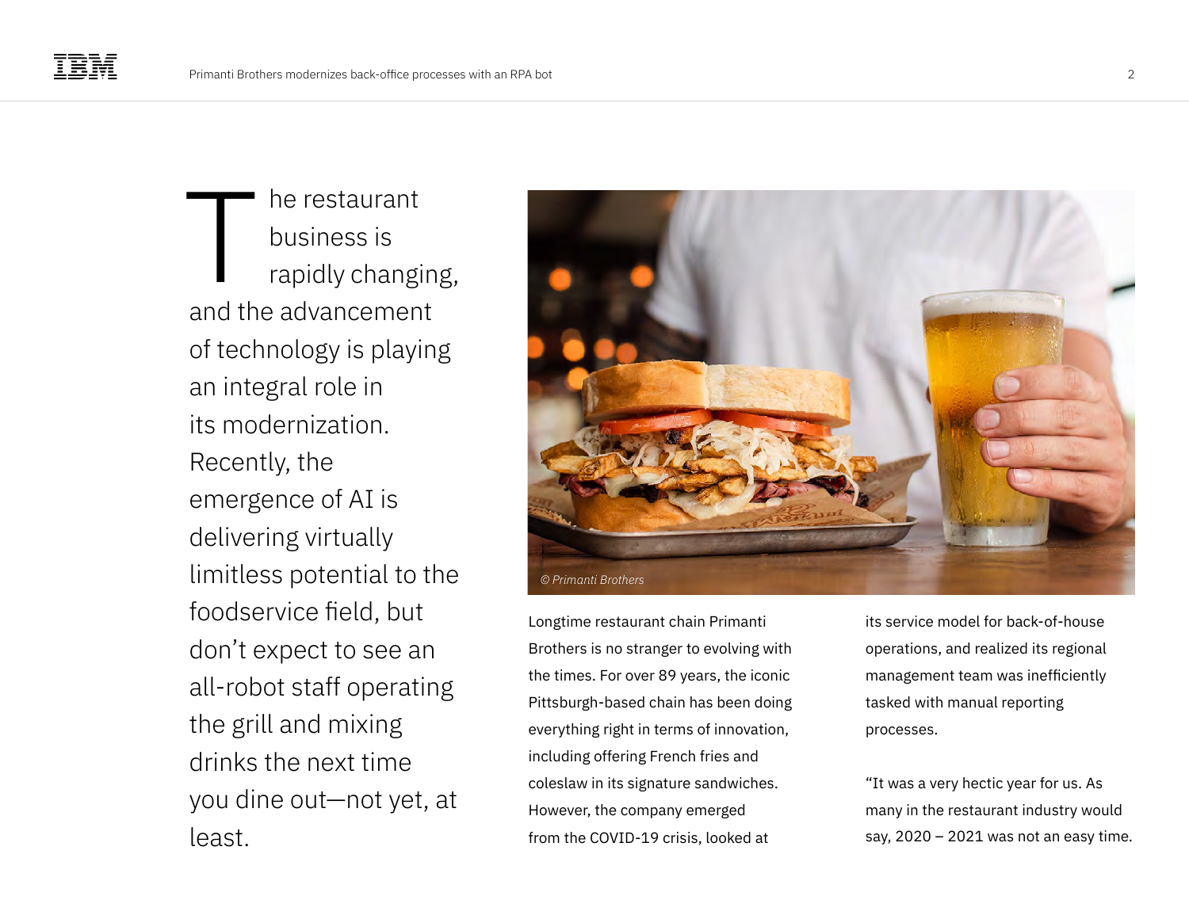The restaurant business is rapidly changing, and the advancement of technology is playing an integral role in its modernization. Recently, the emergence of AI is delivering virtually limitless potential to the foodservice field, but don't expect to see an all-robot staff operating the grill and mixing drinks the next time you dine out—not yet, at least.

*© Primanti Brothers*

Longtime restaurant chain Primanti Brothers is no stranger to evolving with the times. For over 89 years, the iconic Pittsburgh-based chain has been doing everything right in terms of innovation, including offering French fries and coleslaw in its signature sandwiches. However, the company emerged from the COVID-19 crisis, looked at its service model for back-of-house operations, and realized its regional management team was inefficiently tasked with manual reporting processes.

"It was a very hectic year for us. As many in the restaurant industry would say, 2020 – 2021 was not an easy time.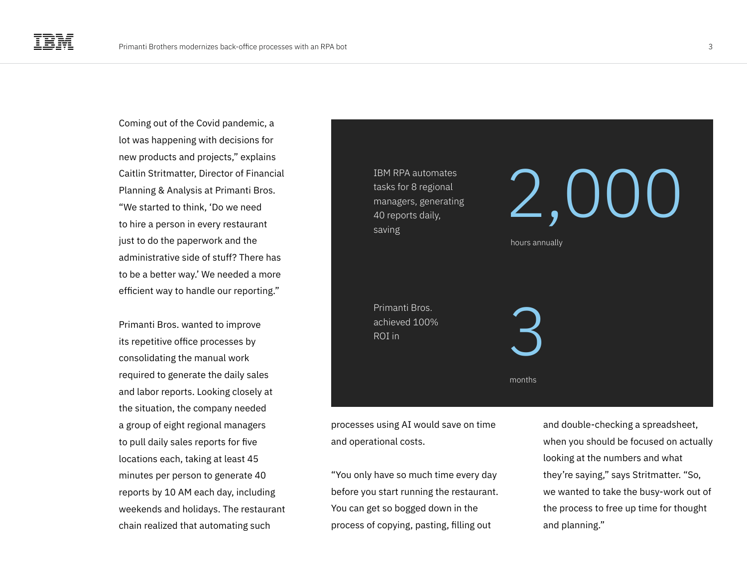Coming out of the Covid pandemic, a lot was happening with decisions for new products and projects," explains Caitlin Stritmatter, Director of Financial Planning & Analysis at Primanti Bros. "We started to think, 'Do we need to hire a person in every restaurant just to do the paperwork and the administrative side of stuff? There has to be a better way.' We needed a more efficient way to handle our reporting."

Primanti Bros. wanted to improve its repetitive office processes by consolidating the manual work required to generate the daily sales and labor reports. Looking closely at the situation, the company needed a group of eight regional managers to pull daily sales reports for five locations each, taking at least 45 minutes per person to generate 40 reports by 10 AM each day, including weekends and holidays. The restaurant chain realized that automating such processes using AI would save on time and operational costs.

IBM RPA automates tasks for 8 regional managers, generating 40 reports daily, saving

**2,000**

hours annually

Primanti Bros. achieved 100% ROI in

**3**

months

"You only have so much time every day before you start running the restaurant. You can get so bogged down in the process of copying, pasting, filling out and double-checking a spreadsheet, when you should be focused on actually looking at the numbers and what they're saying," says Stritmatter. "So, we wanted to take the busy-work out of the process to free up time for thought and planning."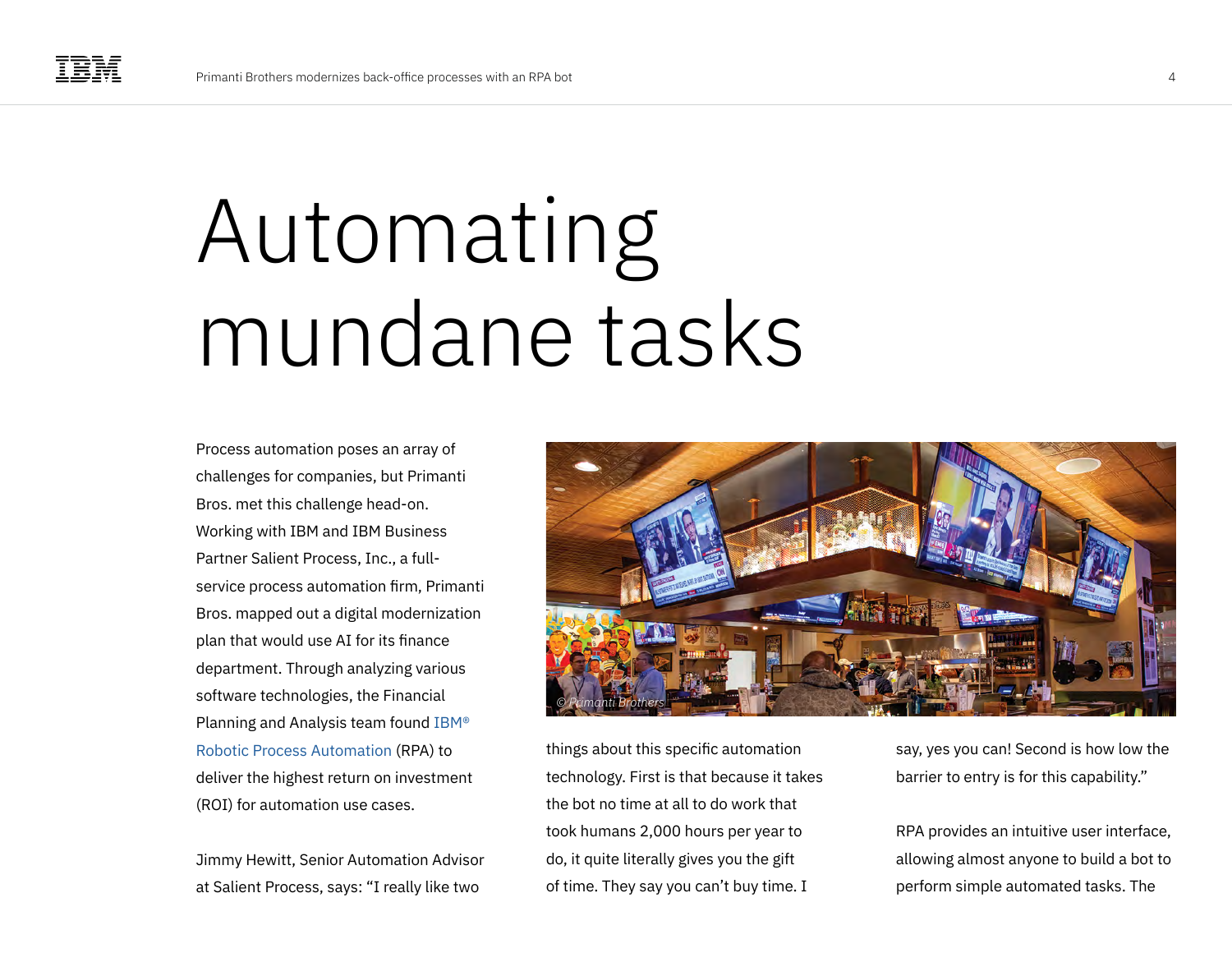# Automating mundane tasks

Process automation poses an array of challenges for companies, but Primanti Bros. met this challenge head-on. Working with IBM and IBM Business Partner Salient Process, Inc., a full-service process automation firm, Primanti Bros. mapped out a digital modernization plan that would use AI for its finance department. Through analyzing various software technologies, the Financial Planning and Analysis team found IBM® Robotic Process Automation (RPA) to deliver the highest return on investment (ROI) for automation use cases.

Jimmy Hewitt, Senior Automation Advisor at Salient Process, says: "I really like two things about this specific automation technology. First is that because it takes the bot no time at all to do work that took humans 2,000 hours per year to do, it quite literally gives you the gift of time. They say you can't buy time. I say, yes you can! Second is how low the barrier to entry is for this capability."

RPA provides an intuitive user interface, allowing almost anyone to build a bot to perform simple automated tasks. The

© Primanti Brothers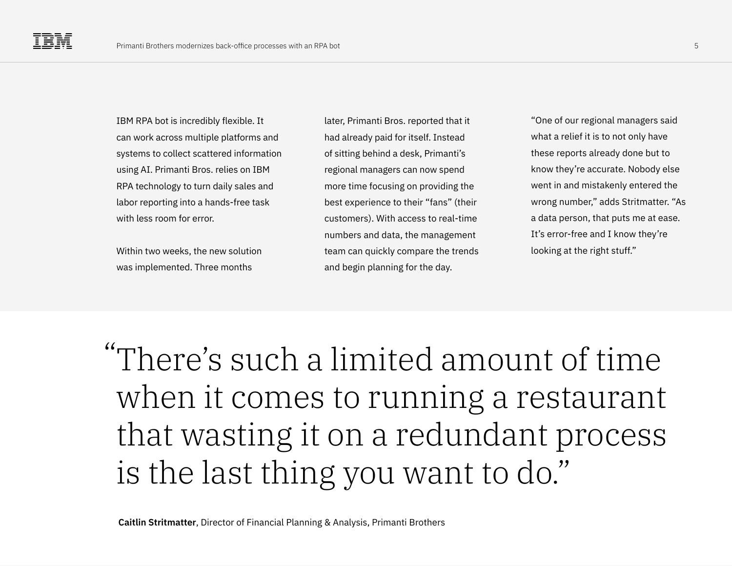IBM RPA bot is incredibly flexible. It can work across multiple platforms and systems to collect scattered information using AI. Primanti Bros. relies on IBM RPA technology to turn daily sales and labor reporting into a hands-free task with less room for error.

Within two weeks, the new solution was implemented. Three months later, Primanti Bros. reported that it had already paid for itself. Instead of sitting behind a desk, Primanti's regional managers can now spend more time focusing on providing the best experience to their "fans" (their customers). With access to real-time numbers and data, the management team can quickly compare the trends and begin planning for the day.

"One of our regional managers said what a relief it is to not only have these reports already done but to know they're accurate. Nobody else went in and mistakenly entered the wrong number," adds Stritmatter. "As a data person, that puts me at ease. It's error-free and I know they're looking at the right stuff."

> "There's such a limited amount of time when it comes to running a restaurant that wasting it on a redundant process is the last thing you want to do."

**Caitlin Stritmatter**, Director of Financial Planning & Analysis, Primanti Brothers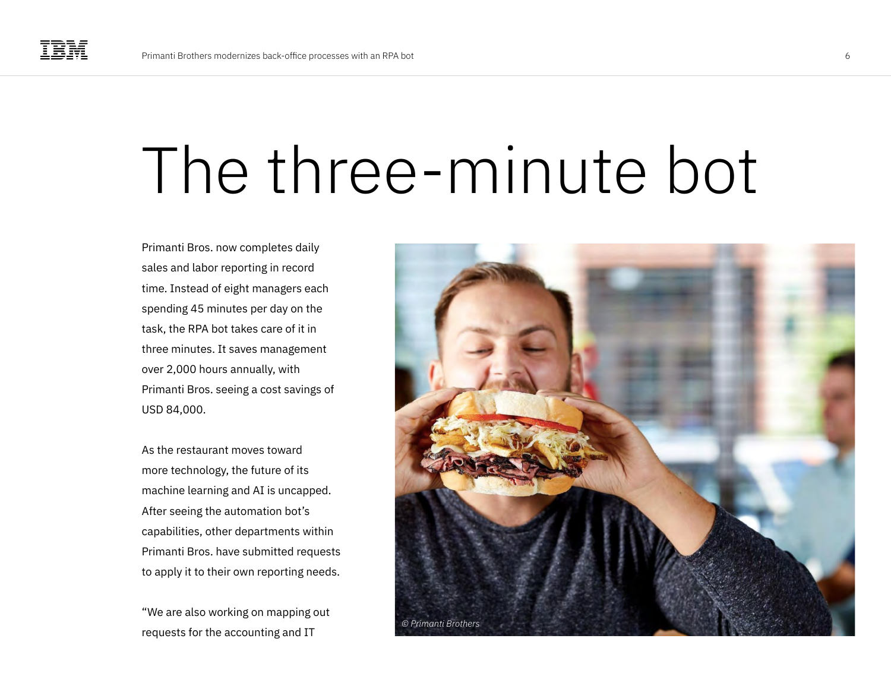# The three-minute bot

Primanti Bros. now completes daily sales and labor reporting in record time. Instead of eight managers each spending 45 minutes per day on the task, the RPA bot takes care of it in three minutes. It saves management over 2,000 hours annually, with Primanti Bros. seeing a cost savings of USD 84,000.

As the restaurant moves toward more technology, the future of its machine learning and AI is uncapped. After seeing the automation bot's capabilities, other departments within Primanti Bros. have submitted requests to apply it to their own reporting needs.

"We are also working on mapping out requests for the accounting and IT

*© Primanti Brothers*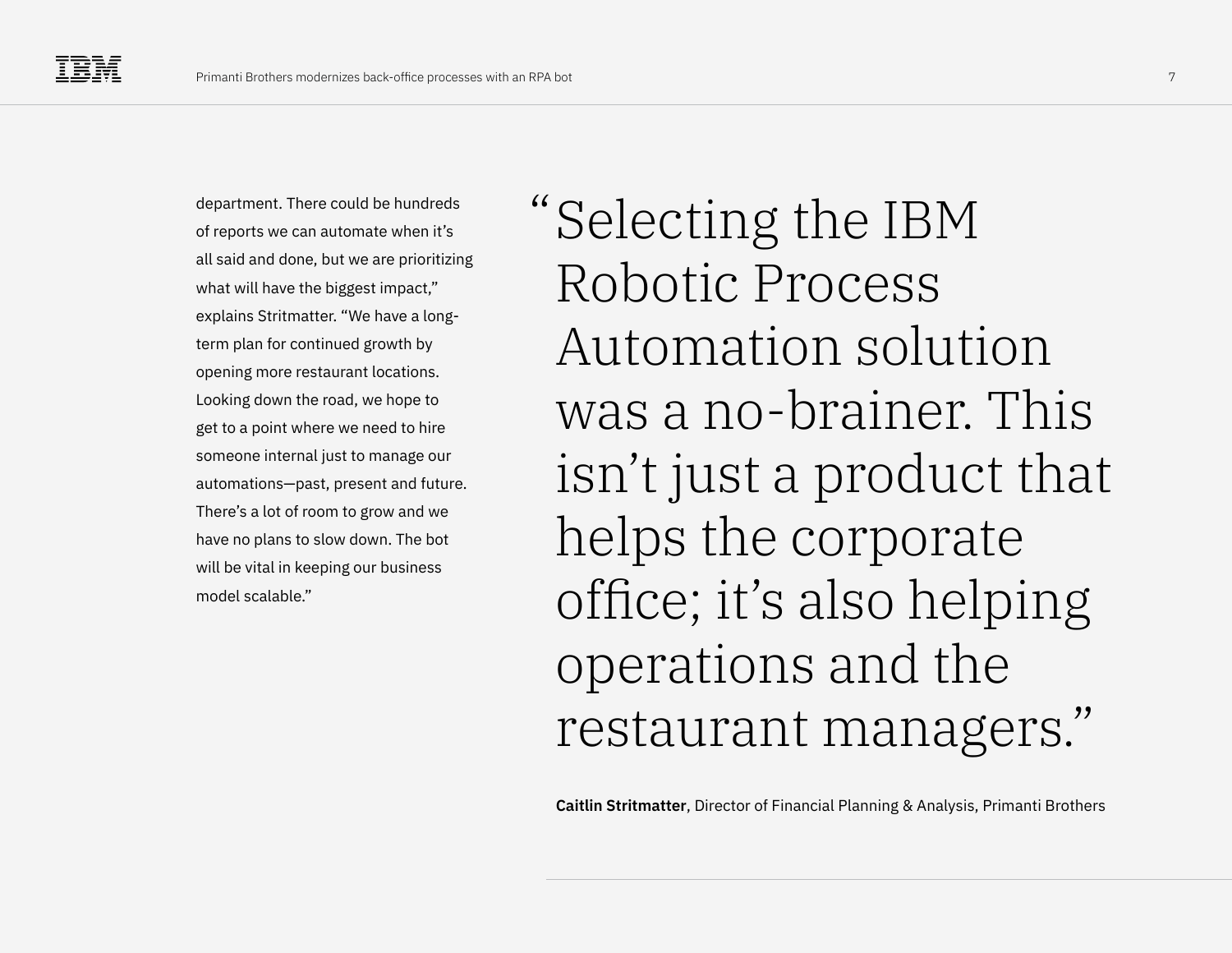department. There could be hundreds of reports we can automate when it's all said and done, but we are prioritizing what will have the biggest impact," explains Stritmatter. "We have a long-term plan for continued growth by opening more restaurant locations. Looking down the road, we hope to get to a point where we need to hire someone internal just to manage our automations—past, present and future. There's a lot of room to grow and we have no plans to slow down. The bot will be vital in keeping our business model scalable."

> "Selecting the IBM Robotic Process Automation solution was a no-brainer. This isn't just a product that helps the corporate office; it's also helping operations and the restaurant managers."
>
> **Caitlin Stritmatter**, Director of Financial Planning & Analysis, Primanti Brothers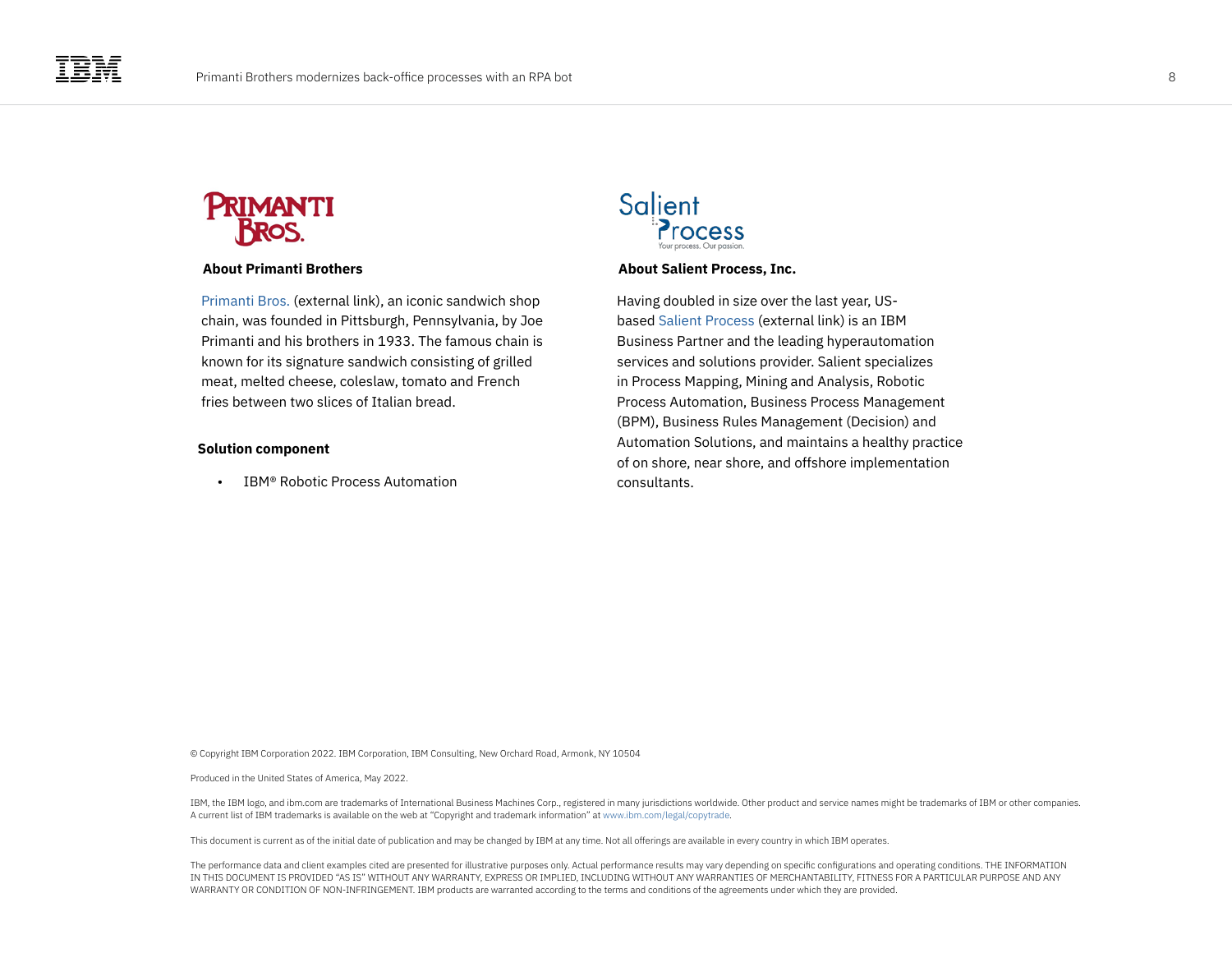### About Primanti Brothers

Primanti Bros. (external link), an iconic sandwich shop chain, was founded in Pittsburgh, Pennsylvania, by Joe Primanti and his brothers in 1933. The famous chain is known for its signature sandwich consisting of grilled meat, melted cheese, coleslaw, tomato and French fries between two slices of Italian bread.

### Solution component

- IBM® Robotic Process Automation

### About Salient Process, Inc.

Having doubled in size over the last year, US-based Salient Process (external link) is an IBM Business Partner and the leading hyperautomation services and solutions provider. Salient specializes in Process Mapping, Mining and Analysis, Robotic Process Automation, Business Process Management (BPM), Business Rules Management (Decision) and Automation Solutions, and maintains a healthy practice of on shore, near shore, and offshore implementation consultants.

© Copyright IBM Corporation 2022. IBM Corporation, IBM Consulting, New Orchard Road, Armonk, NY 10504

Produced in the United States of America, May 2022.

IBM, the IBM logo, and ibm.com are trademarks of International Business Machines Corp., registered in many jurisdictions worldwide. Other product and service names might be trademarks of IBM or other companies. A current list of IBM trademarks is available on the web at "Copyright and trademark information" at www.ibm.com/legal/copytrade.

This document is current as of the initial date of publication and may be changed by IBM at any time. Not all offerings are available in every country in which IBM operates.

The performance data and client examples cited are presented for illustrative purposes only. Actual performance results may vary depending on specific configurations and operating conditions. THE INFORMATION IN THIS DOCUMENT IS PROVIDED "AS IS" WITHOUT ANY WARRANTY, EXPRESS OR IMPLIED, INCLUDING WITHOUT ANY WARRANTIES OF MERCHANTABILITY, FITNESS FOR A PARTICULAR PURPOSE AND ANY WARRANTY OR CONDITION OF NON-INFRINGEMENT. IBM products are warranted according to the terms and conditions of the agreements under which they are provided.